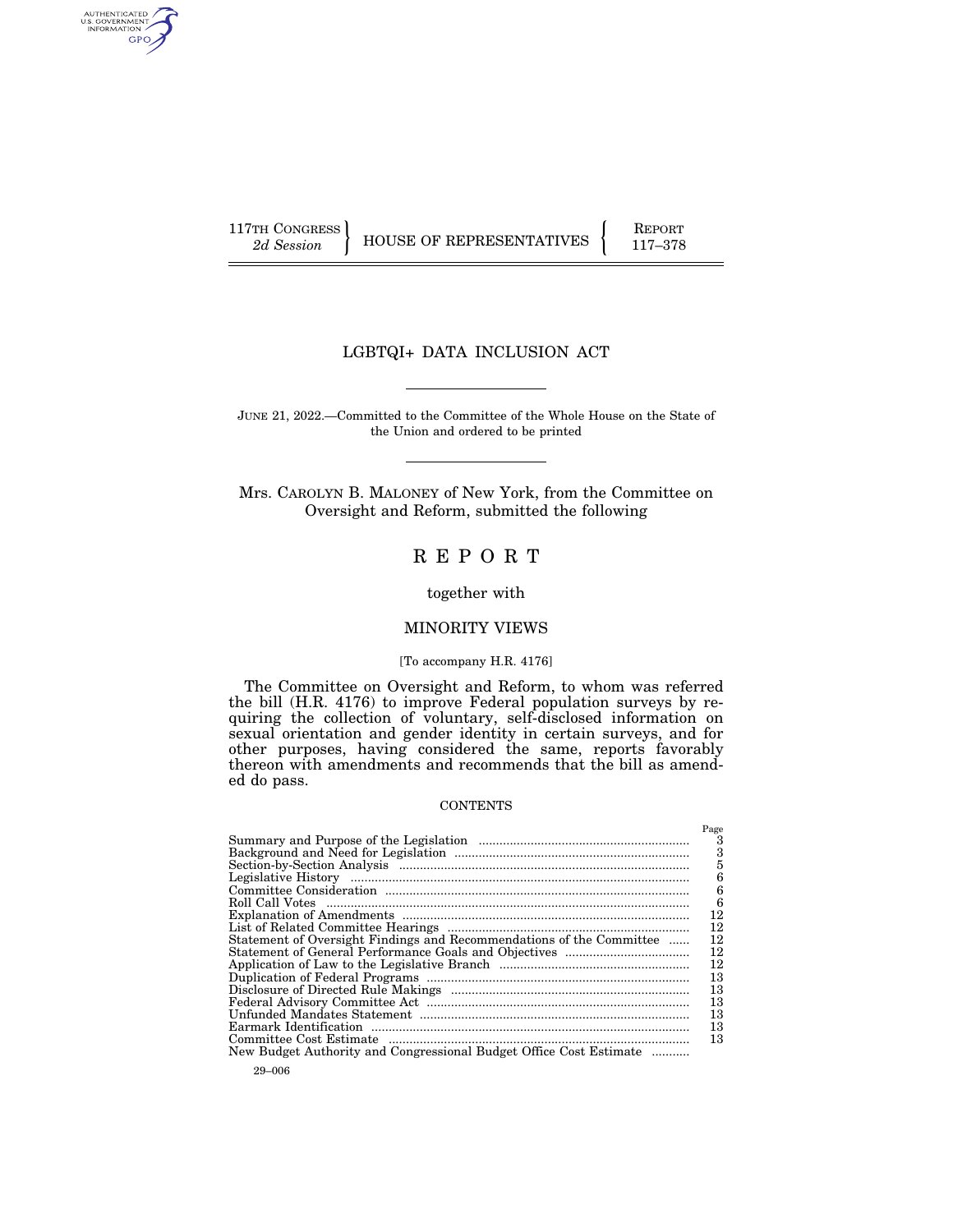117TH CONGRESS
*2d Session*

HOUSE OF REPRESENTATIVES

REPORT
117–378

# LGBTQI+ DATA INCLUSION ACT

JUNE 21, 2022.—Committed to the Committee of the Whole House on the State of the Union and ordered to be printed

Mrs. CAROLYN B. MALONEY of New York, from the Committee on Oversight and Reform, submitted the following

# R E P O R T

together with

## MINORITY VIEWS

[To accompany H.R. 4176]

The Committee on Oversight and Reform, to whom was referred the bill (H.R. 4176) to improve Federal population surveys by requiring the collection of voluntary, self-disclosed information on sexual orientation and gender identity in certain surveys, and for other purposes, having considered the same, reports favorably thereon with amendments and recommends that the bill as amended do pass.

CONTENTS

| | Page |
|---|---|
| Summary and Purpose of the Legislation | 3 |
| Background and Need for Legislation | 3 |
| Section-by-Section Analysis | 5 |
| Legislative History | 6 |
| Committee Consideration | 6 |
| Roll Call Votes | 6 |
| Explanation of Amendments | 12 |
| List of Related Committee Hearings | 12 |
| Statement of Oversight Findings and Recommendations of the Committee | 12 |
| Statement of General Performance Goals and Objectives | 12 |
| Application of Law to the Legislative Branch | 12 |
| Duplication of Federal Programs | 13 |
| Disclosure of Directed Rule Makings | 13 |
| Federal Advisory Committee Act | 13 |
| Unfunded Mandates Statement | 13 |
| Earmark Identification | 13 |
| Committee Cost Estimate | 13 |
| New Budget Authority and Congressional Budget Office Cost Estimate | |

29–006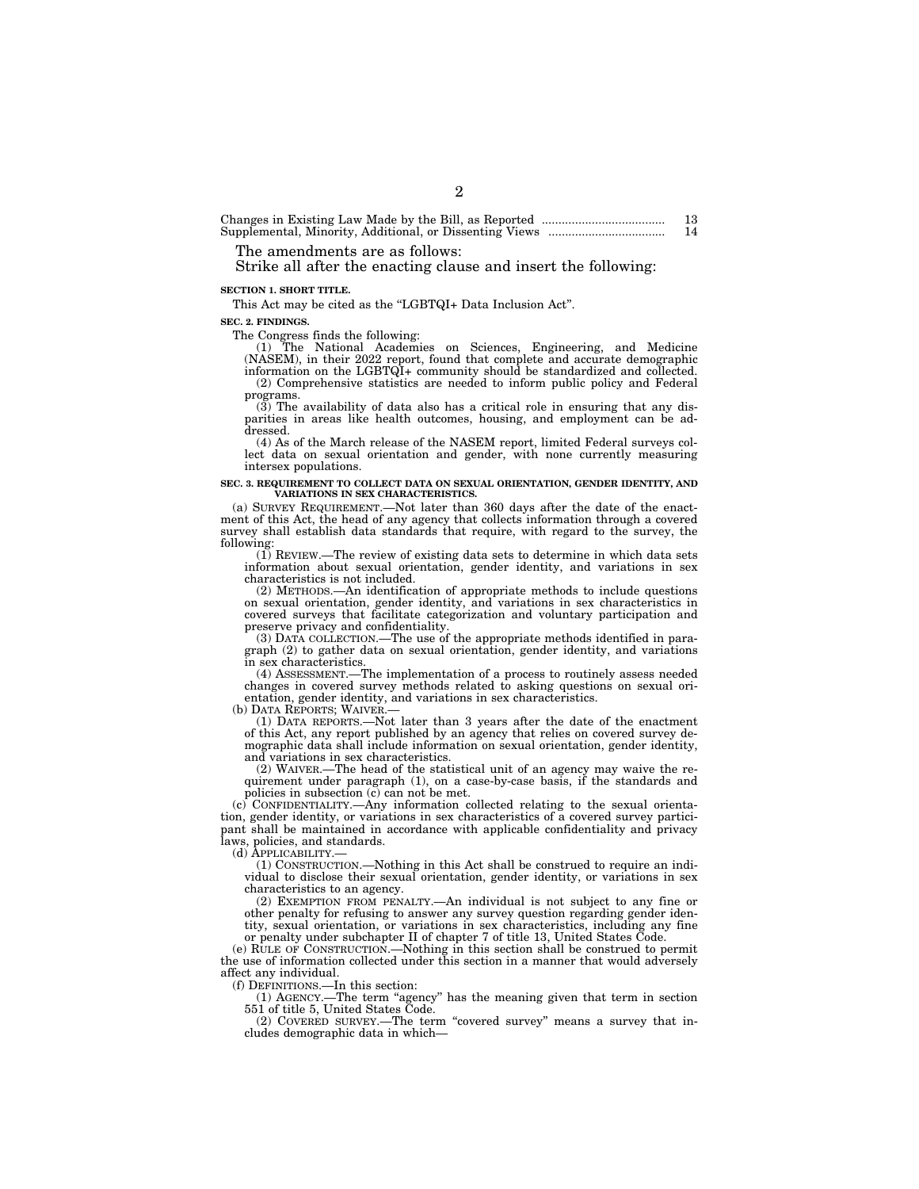| | |
|---|---|
| Changes in Existing Law Made by the Bill, as Reported | 13 |
| Supplemental, Minority, Additional, or Dissenting Views | 14 |

The amendments are as follows:

Strike all after the enacting clause and insert the following:

**SECTION 1. SHORT TITLE.**

This Act may be cited as the "LGBTQI+ Data Inclusion Act".

**SEC. 2. FINDINGS.**

The Congress finds the following:

(1) The National Academies on Sciences, Engineering, and Medicine (NASEM), in their 2022 report, found that complete and accurate demographic information on the LGBTQI+ community should be standardized and collected.

(2) Comprehensive statistics are needed to inform public policy and Federal programs.

(3) The availability of data also has a critical role in ensuring that any disparities in areas like health outcomes, housing, and employment can be addressed.

(4) As of the March release of the NASEM report, limited Federal surveys collect data on sexual orientation and gender, with none currently measuring intersex populations.

**SEC. 3. REQUIREMENT TO COLLECT DATA ON SEXUAL ORIENTATION, GENDER IDENTITY, AND VARIATIONS IN SEX CHARACTERISTICS.**

(a) SURVEY REQUIREMENT.—Not later than 360 days after the date of the enactment of this Act, the head of any agency that collects information through a covered survey shall establish data standards that require, with regard to the survey, the following:

(1) REVIEW.—The review of existing data sets to determine in which data sets information about sexual orientation, gender identity, and variations in sex characteristics is not included.

(2) METHODS.—An identification of appropriate methods to include questions on sexual orientation, gender identity, and variations in sex characteristics in covered surveys that facilitate categorization and voluntary participation and preserve privacy and confidentiality.

(3) DATA COLLECTION.—The use of the appropriate methods identified in paragraph (2) to gather data on sexual orientation, gender identity, and variations in sex characteristics.

(4) ASSESSMENT.—The implementation of a process to routinely assess needed changes in covered survey methods related to asking questions on sexual orientation, gender identity, and variations in sex characteristics.

(b) DATA REPORTS; WAIVER.—

(1) DATA REPORTS.—Not later than 3 years after the date of the enactment of this Act, any report published by an agency that relies on covered survey demographic data shall include information on sexual orientation, gender identity, and variations in sex characteristics.

(2) WAIVER.—The head of the statistical unit of an agency may waive the requirement under paragraph (1), on a case-by-case basis, if the standards and policies in subsection (c) can not be met.

(c) CONFIDENTIALITY.—Any information collected relating to the sexual orientation, gender identity, or variations in sex characteristics of a covered survey participant shall be maintained in accordance with applicable confidentiality and privacy laws, policies, and standards.

(d) APPLICABILITY.—

(1) CONSTRUCTION.—Nothing in this Act shall be construed to require an individual to disclose their sexual orientation, gender identity, or variations in sex characteristics to an agency.

(2) EXEMPTION FROM PENALTY.—An individual is not subject to any fine or other penalty for refusing to answer any survey question regarding gender identity, sexual orientation, or variations in sex characteristics, including any fine or penalty under subchapter II of chapter 7 of title 13, United States Code.

(e) RULE OF CONSTRUCTION.—Nothing in this section shall be construed to permit the use of information collected under this section in a manner that would adversely affect any individual.

(f) DEFINITIONS.—In this section:

(1) AGENCY.—The term "agency" has the meaning given that term in section 551 of title 5, United States Code.

(2) COVERED SURVEY.—The term "covered survey" means a survey that includes demographic data in which—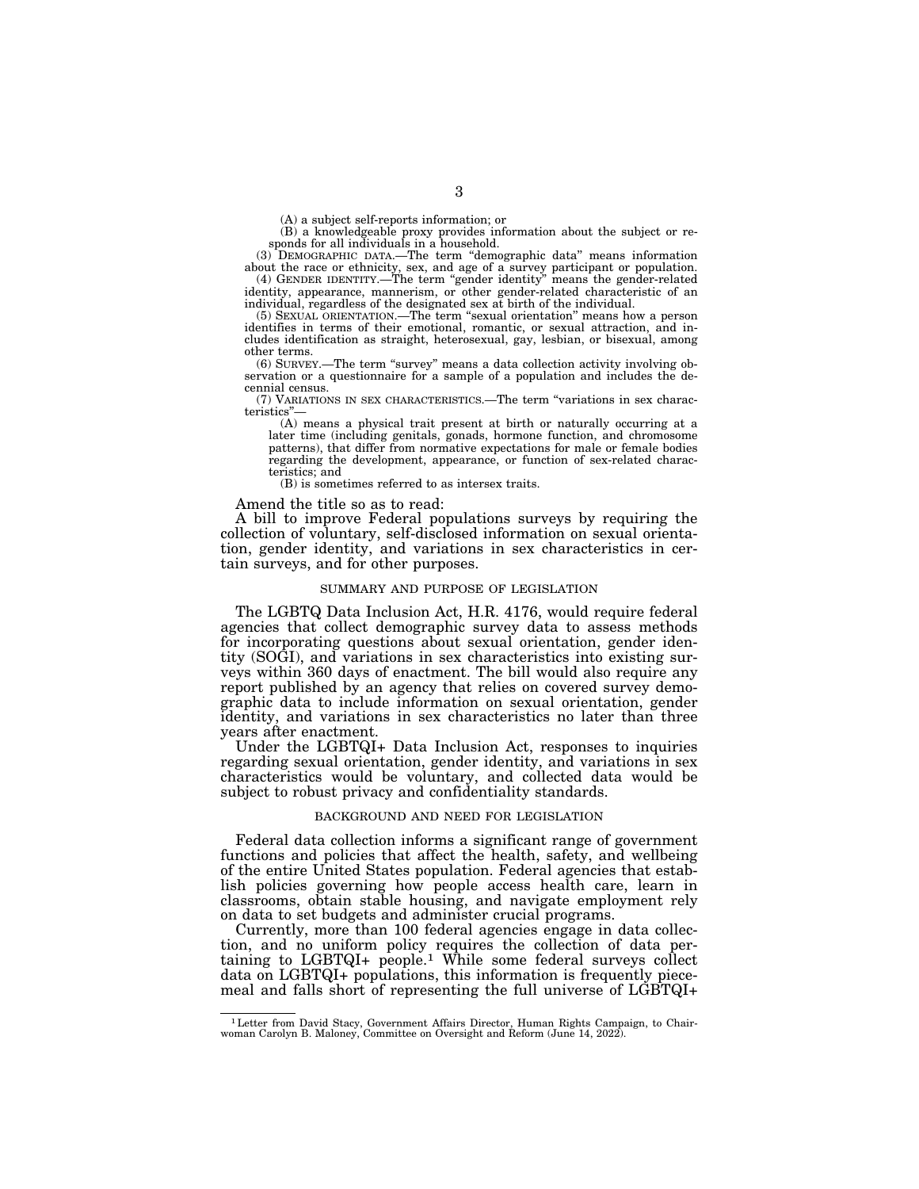(A) a subject self-reports information; or

(B) a knowledgeable proxy provides information about the subject or responds for all individuals in a household.

(3) DEMOGRAPHIC DATA.—The term "demographic data" means information about the race or ethnicity, sex, and age of a survey participant or population.

(4) GENDER IDENTITY.—The term "gender identity" means the gender-related identity, appearance, mannerism, or other gender-related characteristic of an individual, regardless of the designated sex at birth of the individual.

(5) SEXUAL ORIENTATION.—The term "sexual orientation" means how a person identifies in terms of their emotional, romantic, or sexual attraction, and includes identification as straight, heterosexual, gay, lesbian, or bisexual, among other terms.

(6) SURVEY.—The term "survey" means a data collection activity involving observation or a questionnaire for a sample of a population and includes the decennial census.

(7) VARIATIONS IN SEX CHARACTERISTICS.—The term "variations in sex characteristics"—

(A) means a physical trait present at birth or naturally occurring at a later time (including genitals, gonads, hormone function, and chromosome patterns), that differ from normative expectations for male or female bodies regarding the development, appearance, or function of sex-related characteristics; and

(B) is sometimes referred to as intersex traits.

Amend the title so as to read:

A bill to improve Federal populations surveys by requiring the collection of voluntary, self-disclosed information on sexual orientation, gender identity, and variations in sex characteristics in certain surveys, and for other purposes.

## SUMMARY AND PURPOSE OF LEGISLATION

The LGBTQ Data Inclusion Act, H.R. 4176, would require federal agencies that collect demographic survey data to assess methods for incorporating questions about sexual orientation, gender identity (SOGI), and variations in sex characteristics into existing surveys within 360 days of enactment. The bill would also require any report published by an agency that relies on covered survey demographic data to include information on sexual orientation, gender identity, and variations in sex characteristics no later than three years after enactment.

Under the LGBTQI+ Data Inclusion Act, responses to inquiries regarding sexual orientation, gender identity, and variations in sex characteristics would be voluntary, and collected data would be subject to robust privacy and confidentiality standards.

## BACKGROUND AND NEED FOR LEGISLATION

Federal data collection informs a significant range of government functions and policies that affect the health, safety, and wellbeing of the entire United States population. Federal agencies that establish policies governing how people access health care, learn in classrooms, obtain stable housing, and navigate employment rely on data to set budgets and administer crucial programs.

Currently, more than 100 federal agencies engage in data collection, and no uniform policy requires the collection of data pertaining to LGBTQI+ people.[1] While some federal surveys collect data on LGBTQI+ populations, this information is frequently piecemeal and falls short of representing the full universe of LGBTQI+

---

[1] Letter from David Stacy, Government Affairs Director, Human Rights Campaign, to Chairwoman Carolyn B. Maloney, Committee on Oversight and Reform (June 14, 2022).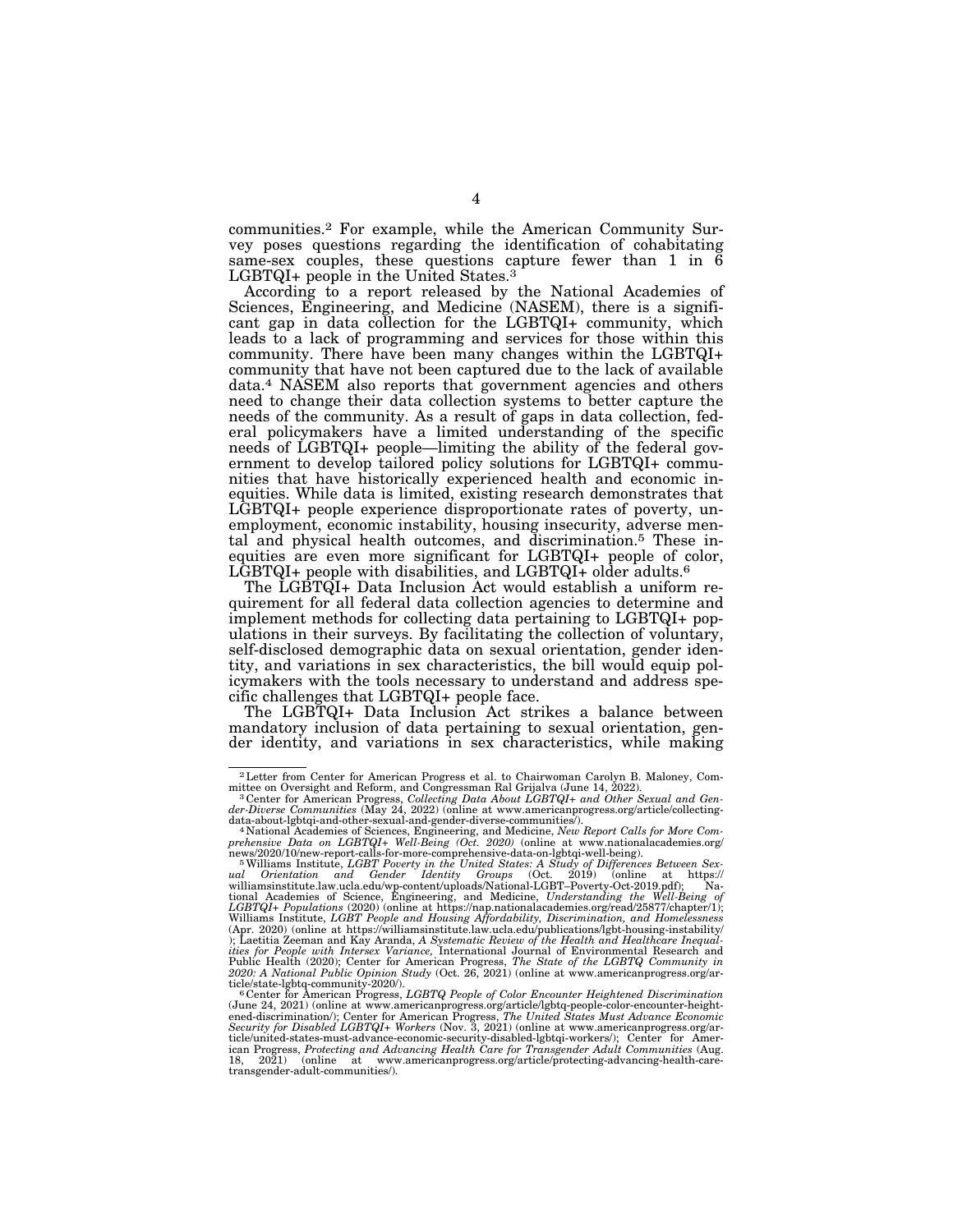communities.[2] For example, while the American Community Survey poses questions regarding the identification of cohabitating same-sex couples, these questions capture fewer than 1 in 6 LGBTQI+ people in the United States.[3]

According to a report released by the National Academies of Sciences, Engineering, and Medicine (NASEM), there is a significant gap in data collection for the LGBTQI+ community, which leads to a lack of programming and services for those within this community. There have been many changes within the LGBTQI+ community that have not been captured due to the lack of available data.[4] NASEM also reports that government agencies and others need to change their data collection systems to better capture the needs of the community. As a result of gaps in data collection, federal policymakers have a limited understanding of the specific needs of LGBTQI+ people—limiting the ability of the federal government to develop tailored policy solutions for LGBTQI+ communities that have historically experienced health and economic inequities. While data is limited, existing research demonstrates that LGBTQI+ people experience disproportionate rates of poverty, unemployment, economic instability, housing insecurity, adverse mental and physical health outcomes, and discrimination.[5] These inequities are even more significant for LGBTQI+ people of color, LGBTQI+ people with disabilities, and LGBTQI+ older adults.[6]

The LGBTQI+ Data Inclusion Act would establish a uniform requirement for all federal data collection agencies to determine and implement methods for collecting data pertaining to LGBTQI+ populations in their surveys. By facilitating the collection of voluntary, self-disclosed demographic data on sexual orientation, gender identity, and variations in sex characteristics, the bill would equip policymakers with the tools necessary to understand and address specific challenges that LGBTQI+ people face.

The LGBTQI+ Data Inclusion Act strikes a balance between mandatory inclusion of data pertaining to sexual orientation, gender identity, and variations in sex characteristics, while making

---

[2] Letter from Center for American Progress et al. to Chairwoman Carolyn B. Maloney, Committee on Oversight and Reform, and Congressman Ral Grijalva (June 14, 2022).

[3] Center for American Progress, *Collecting Data About LGBTQI+ and Other Sexual and Gender-Diverse Communities* (May 24, 2022) (online at www.americanprogress.org/article/collecting-data-about-lgbtqi-and-other-sexual-and-gender-diverse-communities/).

[4] National Academies of Sciences, Engineering, and Medicine, *New Report Calls for More Comprehensive Data on LGBTQI+ Well-Being (Oct. 2020)* (online at www.nationalacademies.org/news/2020/10/new-report-calls-for-more-comprehensive-data-on-lgbtqi-well-being).

[5] Williams Institute, *LGBT Poverty in the United States: A Study of Differences Between Sexual Orientation and Gender Identity Groups* (Oct. 2019) (online at https://williamsinstitute.law.ucla.edu/wp-content/uploads/National-LGBT–Poverty-Oct-2019.pdf); National Academies of Science, Engineering, and Medicine, *Understanding the Well-Being of LGBTQI+ Populations* (2020) (online at https://nap.nationalacademies.org/read/25877/chapter/1); Williams Institute, *LGBT People and Housing Affordability, Discrimination, and Homelessness* (Apr. 2020) (online at https://williamsinstitute.law.ucla.edu/publications/lgbt-housing-instability/); Laetitia Zeeman and Kay Aranda, *A Systematic Review of the Health and Healthcare Inequalities for People with Intersex Variance,* International Journal of Environmental Research and Public Health (2020); Center for American Progress, *The State of the LGBTQ Community in 2020: A National Public Opinion Study* (Oct. 26, 2021) (online at www.americanprogress.org/article/state-lgbtq-community-2020/).

[6] Center for American Progress, *LGBTQ People of Color Encounter Heightened Discrimination* (June 24, 2021) (online at www.americanprogress.org/article/lgbtq-people-color-encounter-heightened-discrimination/); Center for American Progress, *The United States Must Advance Economic Security for Disabled LGBTQI+ Workers* (Nov. 3, 2021) (online at www.americanprogress.org/article/united-states-must-advance-economic-security-disabled-lgbtqi-workers/); Center for American Progress, *Protecting and Advancing Health Care for Transgender Adult Communities* (Aug. 18, 2021) (online at www.americanprogress.org/article/protecting-advancing-health-care-transgender-adult-communities/).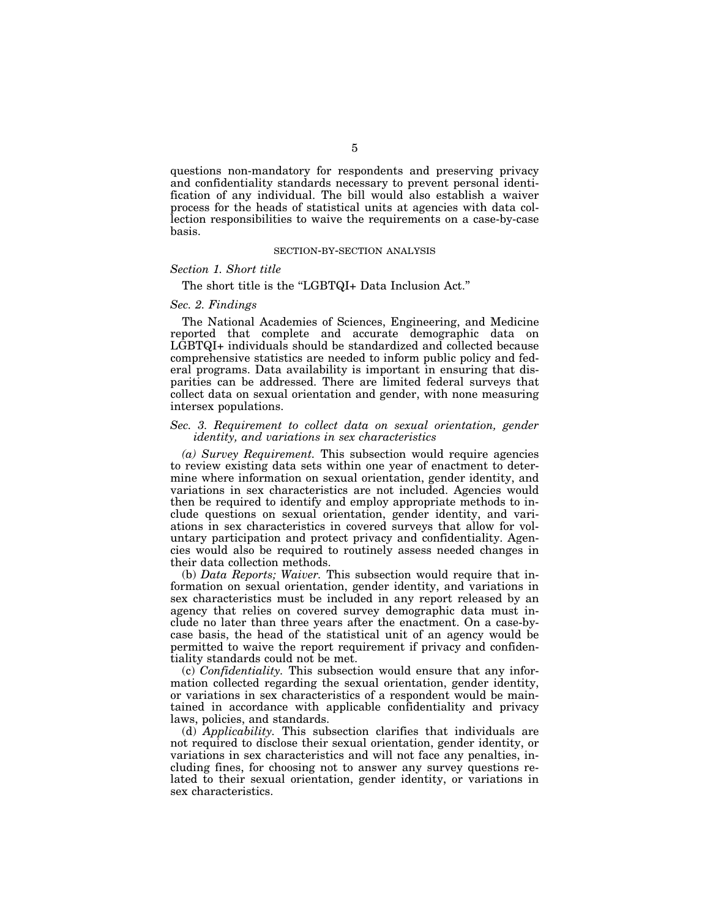questions non-mandatory for respondents and preserving privacy and confidentiality standards necessary to prevent personal identification of any individual. The bill would also establish a waiver process for the heads of statistical units at agencies with data collection responsibilities to waive the requirements on a case-by-case basis.

## SECTION-BY-SECTION ANALYSIS

### *Section 1. Short title*

The short title is the "LGBTQI+ Data Inclusion Act."

### *Sec. 2. Findings*

The National Academies of Sciences, Engineering, and Medicine reported that complete and accurate demographic data on LGBTQI+ individuals should be standardized and collected because comprehensive statistics are needed to inform public policy and federal programs. Data availability is important in ensuring that disparities can be addressed. There are limited federal surveys that collect data on sexual orientation and gender, with none measuring intersex populations.

### *Sec. 3. Requirement to collect data on sexual orientation, gender identity, and variations in sex characteristics*

*(a) Survey Requirement.* This subsection would require agencies to review existing data sets within one year of enactment to determine where information on sexual orientation, gender identity, and variations in sex characteristics are not included. Agencies would then be required to identify and employ appropriate methods to include questions on sexual orientation, gender identity, and variations in sex characteristics in covered surveys that allow for voluntary participation and protect privacy and confidentiality. Agencies would also be required to routinely assess needed changes in their data collection methods.

(b) *Data Reports; Waiver.* This subsection would require that information on sexual orientation, gender identity, and variations in sex characteristics must be included in any report released by an agency that relies on covered survey demographic data must include no later than three years after the enactment. On a case-by-case basis, the head of the statistical unit of an agency would be permitted to waive the report requirement if privacy and confidentiality standards could not be met.

(c) *Confidentiality.* This subsection would ensure that any information collected regarding the sexual orientation, gender identity, or variations in sex characteristics of a respondent would be maintained in accordance with applicable confidentiality and privacy laws, policies, and standards.

(d) *Applicability.* This subsection clarifies that individuals are not required to disclose their sexual orientation, gender identity, or variations in sex characteristics and will not face any penalties, including fines, for choosing not to answer any survey questions related to their sexual orientation, gender identity, or variations in sex characteristics.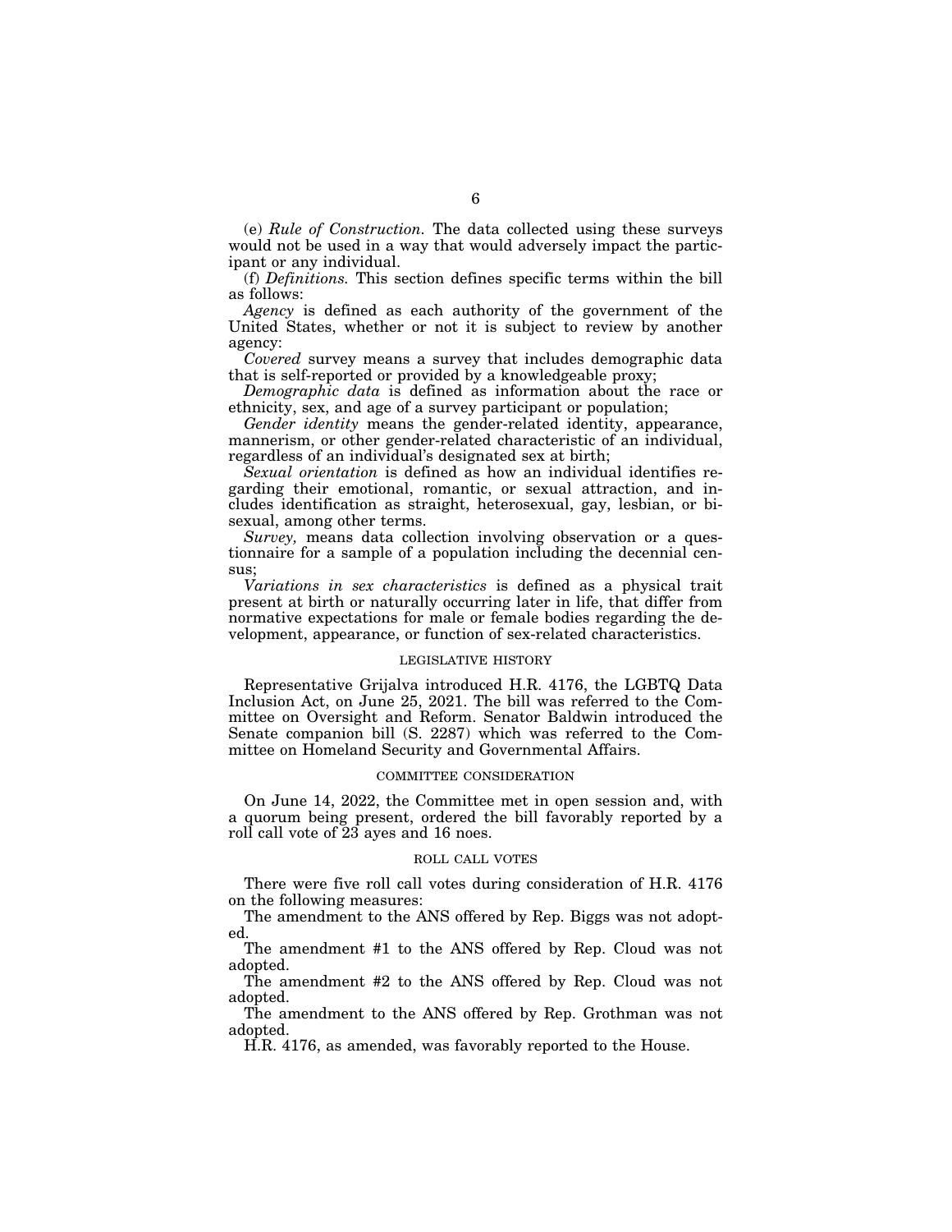(e) *Rule of Construction.* The data collected using these surveys would not be used in a way that would adversely impact the participant or any individual.

(f) *Definitions.* This section defines specific terms within the bill as follows:

*Agency* is defined as each authority of the government of the United States, whether or not it is subject to review by another agency:

*Covered* survey means a survey that includes demographic data that is self-reported or provided by a knowledgeable proxy;

*Demographic data* is defined as information about the race or ethnicity, sex, and age of a survey participant or population;

*Gender identity* means the gender-related identity, appearance, mannerism, or other gender-related characteristic of an individual, regardless of an individual's designated sex at birth;

*Sexual orientation* is defined as how an individual identifies regarding their emotional, romantic, or sexual attraction, and includes identification as straight, heterosexual, gay, lesbian, or bisexual, among other terms.

*Survey,* means data collection involving observation or a questionnaire for a sample of a population including the decennial census;

*Variations in sex characteristics* is defined as a physical trait present at birth or naturally occurring later in life, that differ from normative expectations for male or female bodies regarding the development, appearance, or function of sex-related characteristics.

## LEGISLATIVE HISTORY

Representative Grijalva introduced H.R. 4176, the LGBTQ Data Inclusion Act, on June 25, 2021. The bill was referred to the Committee on Oversight and Reform. Senator Baldwin introduced the Senate companion bill (S. 2287) which was referred to the Committee on Homeland Security and Governmental Affairs.

## COMMITTEE CONSIDERATION

On June 14, 2022, the Committee met in open session and, with a quorum being present, ordered the bill favorably reported by a roll call vote of 23 ayes and 16 noes.

## ROLL CALL VOTES

There were five roll call votes during consideration of H.R. 4176 on the following measures:

The amendment to the ANS offered by Rep. Biggs was not adopted.

The amendment #1 to the ANS offered by Rep. Cloud was not adopted.

The amendment #2 to the ANS offered by Rep. Cloud was not adopted.

The amendment to the ANS offered by Rep. Grothman was not adopted.

H.R. 4176, as amended, was favorably reported to the House.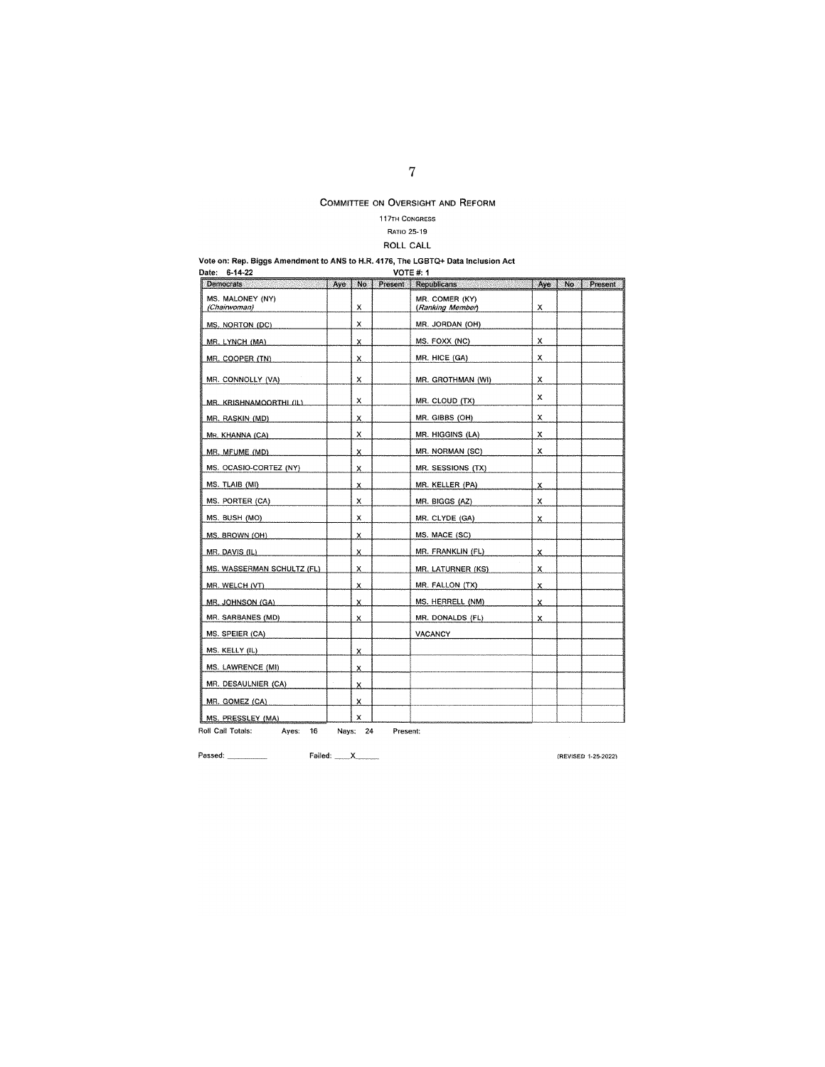# Committee on Oversight and Reform

117th Congress

Ratio 25-19

ROLL CALL

**Vote on: Rep. Biggs Amendment to ANS to H.R. 4176, The LGBTQ+ Data Inclusion Act**

**Date: 6-14-22** **VOTE #: 1**

| Democrats | Aye | No | Present | Republicans | Aye | No | Present |
|---|---|---|---|---|---|---|---|
| MS. MALONEY (NY) *(Chairwoman)* | | X | | MR. COMER (KY) *(Ranking Member)* | X | | |
| MS. NORTON (DC) | | X | | MR. JORDAN (OH) | | | |
| MR. LYNCH (MA) | | X | | MS. FOXX (NC) | X | | |
| MR. COOPER (TN) | | X | | MR. HICE (GA) | X | | |
| MR. CONNOLLY (VA) | | X | | MR. GROTHMAN (WI) | X | | |
| MR. KRISHNAMOORTHI (IL) | | X | | MR. CLOUD (TX) | X | | |
| MR. RASKIN (MD) | | X | | MR. GIBBS (OH) | X | | |
| MR. KHANNA (CA) | | X | | MR. HIGGINS (LA) | X | | |
| MR. MFUME (MD) | | X | | MR. NORMAN (SC) | X | | |
| MS. OCASIO-CORTEZ (NY) | | X | | MR. SESSIONS (TX) | | | |
| MS. TLAIB (MI) | | X | | MR. KELLER (PA) | X | | |
| MS. PORTER (CA) | | X | | MR. BIGGS (AZ) | X | | |
| MS. BUSH (MO) | | X | | MR. CLYDE (GA) | X | | |
| MS. BROWN (OH) | | X | | MS. MACE (SC) | | | |
| MR. DAVIS (IL) | | X | | MR. FRANKLIN (FL) | X | | |
| MS. WASSERMAN SCHULTZ (FL) | | X | | MR. LATURNER (KS) | X | | |
| MR. WELCH (VT) | | X | | MR. FALLON (TX) | X | | |
| MR. JOHNSON (GA) | | X | | MS. HERRELL (NM) | X | | |
| MR. SARBANES (MD) | | X | | MR. DONALDS (FL) | X | | |
| MS. SPEIER (CA) | | | | VACANCY | | | |
| MS. KELLY (IL) | | X | | | | | |
| MS. LAWRENCE (MI) | | X | | | | | |
| MR. DESAULNIER (CA) | | X | | | | | |
| MR. GOMEZ (CA) | | X | | | | | |
| MS. PRESSLEY (MA) | | X | | | | | |

Roll Call Totals: Ayes: 16 Nays: 24 Present:

Passed: ________ Failed: __X__

(REVISED 1-25-2022)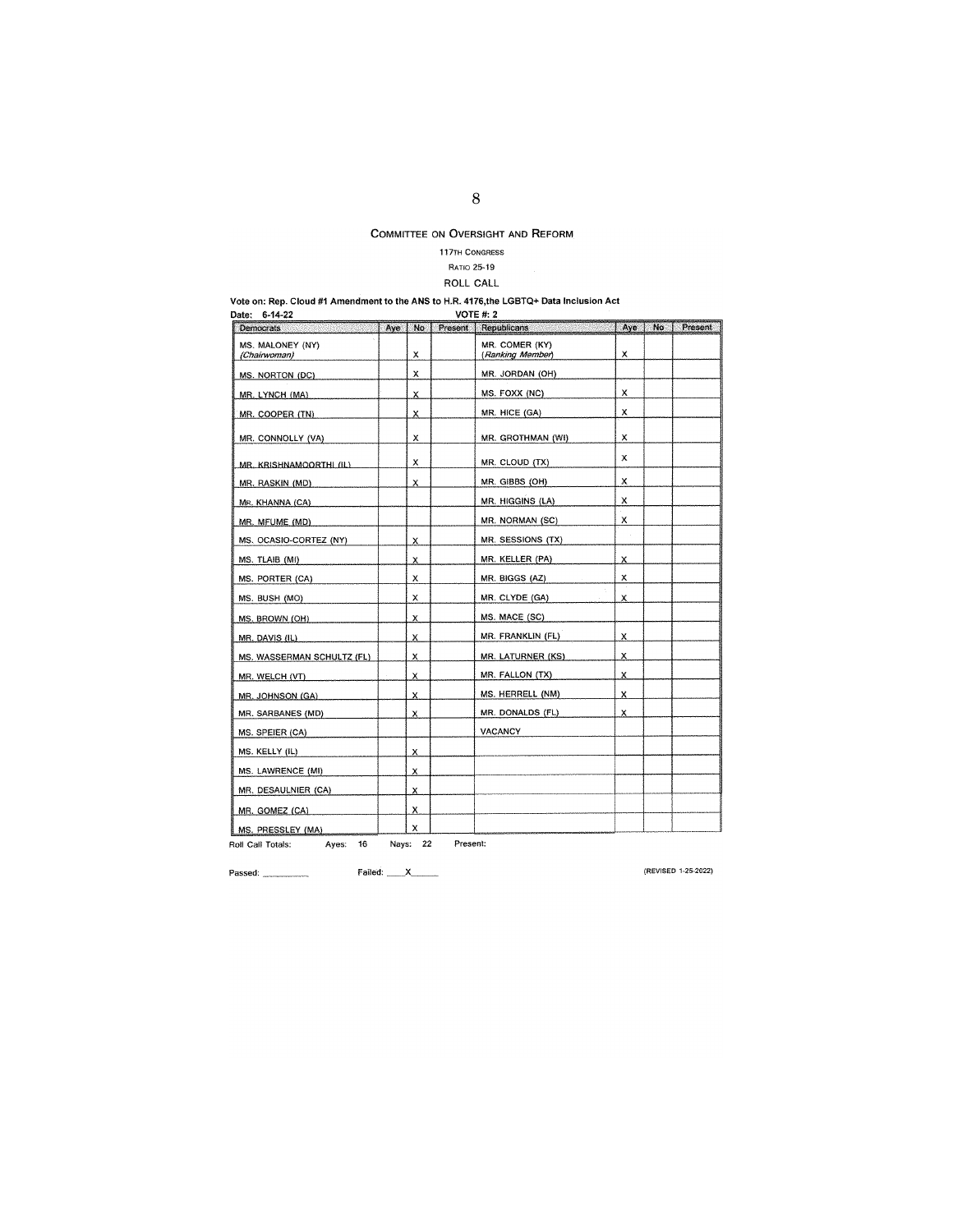COMMITTEE ON OVERSIGHT AND REFORM

117TH CONGRESS

RATIO 25-19

ROLL CALL

**Vote on: Rep. Cloud #1 Amendment to the ANS to H.R. 4176,the LGBTQ+ Data Inclusion Act**

**Date: 6-14-22** **VOTE #: 2**

| Democrats | Aye | No | Present | Republicans | Aye | No | Present |
|---|---|---|---|---|---|---|---|
| MS. MALONEY (NY) *(Chairwoman)* | | X | | MR. COMER (KY) *(Ranking Member)* | X | | |
| MS. NORTON (DC) | | X | | MR. JORDAN (OH) | | | |
| MR. LYNCH (MA) | | X | | MS. FOXX (NC) | X | | |
| MR. COOPER (TN) | | X | | MR. HICE (GA) | X | | |
| MR. CONNOLLY (VA) | | X | | MR. GROTHMAN (WI) | X | | |
| MR. KRISHNAMOORTHI (IL) | | X | | MR. CLOUD (TX) | X | | |
| MR. RASKIN (MD) | | X | | MR. GIBBS (OH) | X | | |
| MR. KHANNA (CA) | | | | MR. HIGGINS (LA) | X | | |
| MR. MFUME (MD) | | | | MR. NORMAN (SC) | X | | |
| MS. OCASIO-CORTEZ (NY) | | X | | MR. SESSIONS (TX) | | | |
| MS. TLAIB (MI) | | X | | MR. KELLER (PA) | X | | |
| MS. PORTER (CA) | | X | | MR. BIGGS (AZ) | X | | |
| MS. BUSH (MO) | | X | | MR. CLYDE (GA) | X | | |
| MS. BROWN (OH) | | X | | MS. MACE (SC) | | | |
| MR. DAVIS (IL) | | X | | MR. FRANKLIN (FL) | X | | |
| MS. WASSERMAN SCHULTZ (FL) | | X | | MR. LATURNER (KS) | X | | |
| MR. WELCH (VT) | | X | | MR. FALLON (TX) | X | | |
| MR. JOHNSON (GA) | | X | | MS. HERRELL (NM) | X | | |
| MR. SARBANES (MD) | | X | | MR. DONALDS (FL) | X | | |
| MS. SPEIER (CA) | | | | VACANCY | | | |
| MS. KELLY (IL) | | X | | | | | |
| MS. LAWRENCE (MI) | | X | | | | | |
| MR. DESAULNIER (CA) | | X | | | | | |
| MR. GOMEZ (CA) | | X | | | | | |
| MS. PRESSLEY (MA) | | X | | | | | |

Roll Call Totals: Ayes: 16 Nays: 22 Present:

Passed: ________ Failed: __X__

(REVISED 1-25-2022)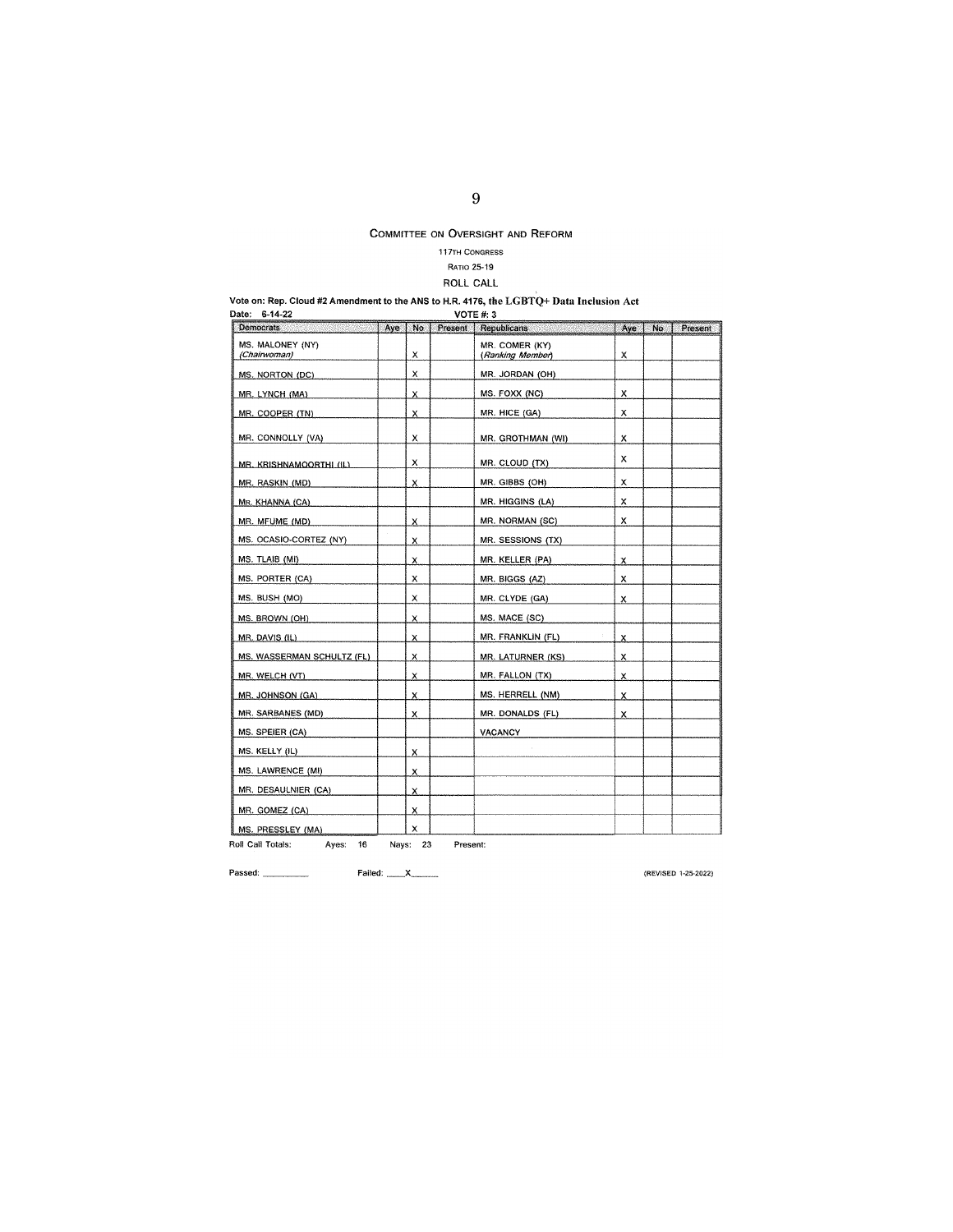COMMITTEE ON OVERSIGHT AND REFORM

117TH CONGRESS

RATIO 25-19

ROLL CALL

**Vote on: Rep. Cloud #2 Amendment to the ANS to H.R. 4176, the LGBTQ+ Data Inclusion Act**

Date: 6-14-22 VOTE #: 3

| Democrats | Aye | No | Present | Republicans | Aye | No | Present |
|---|---|---|---|---|---|---|---|
| MS. MALONEY (NY) *(Chairwoman)* | | X | | MR. COMER (KY) *(Ranking Member)* | X | | |
| MS. NORTON (DC) | | X | | MR. JORDAN (OH) | | | |
| MR. LYNCH (MA) | | X | | MS. FOXX (NC) | X | | |
| MR. COOPER (TN) | | X | | MR. HICE (GA) | X | | |
| MR. CONNOLLY (VA) | | X | | MR. GROTHMAN (WI) | X | | |
| MR. KRISHNAMOORTHI (IL) | | X | | MR. CLOUD (TX) | X | | |
| MR. RASKIN (MD) | | X | | MR. GIBBS (OH) | X | | |
| MR. KHANNA (CA) | | | | MR. HIGGINS (LA) | X | | |
| MR. MFUME (MD) | | X | | MR. NORMAN (SC) | X | | |
| MS. OCASIO-CORTEZ (NY) | | X | | MR. SESSIONS (TX) | | | |
| MS. TLAIB (MI) | | X | | MR. KELLER (PA) | X | | |
| MS. PORTER (CA) | | X | | MR. BIGGS (AZ) | X | | |
| MS. BUSH (MO) | | X | | MR. CLYDE (GA) | X | | |
| MS. BROWN (OH) | | X | | MS. MACE (SC) | | | |
| MR. DAVIS (IL) | | X | | MR. FRANKLIN (FL) | X | | |
| MS. WASSERMAN SCHULTZ (FL) | | X | | MR. LATURNER (KS) | X | | |
| MR. WELCH (VT) | | X | | MR. FALLON (TX) | X | | |
| MR. JOHNSON (GA) | | X | | MS. HERRELL (NM) | X | | |
| MR. SARBANES (MD) | | X | | MR. DONALDS (FL) | X | | |
| MS. SPEIER (CA) | | | | VACANCY | | | |
| MS. KELLY (IL) | | X | | | | | |
| MS. LAWRENCE (MI) | | X | | | | | |
| MR. DESAULNIER (CA) | | X | | | | | |
| MR. GOMEZ (CA) | | X | | | | | |
| MS. PRESSLEY (MA) | | X | | | | | |

Roll Call Totals: Ayes: 16 Nays: 23 Present:

Passed: \_\_\_\_\_\_\_\_\_\_ Failed: \_\_\_\_X\_\_\_\_\_\_

(REVISED 1-25-2022)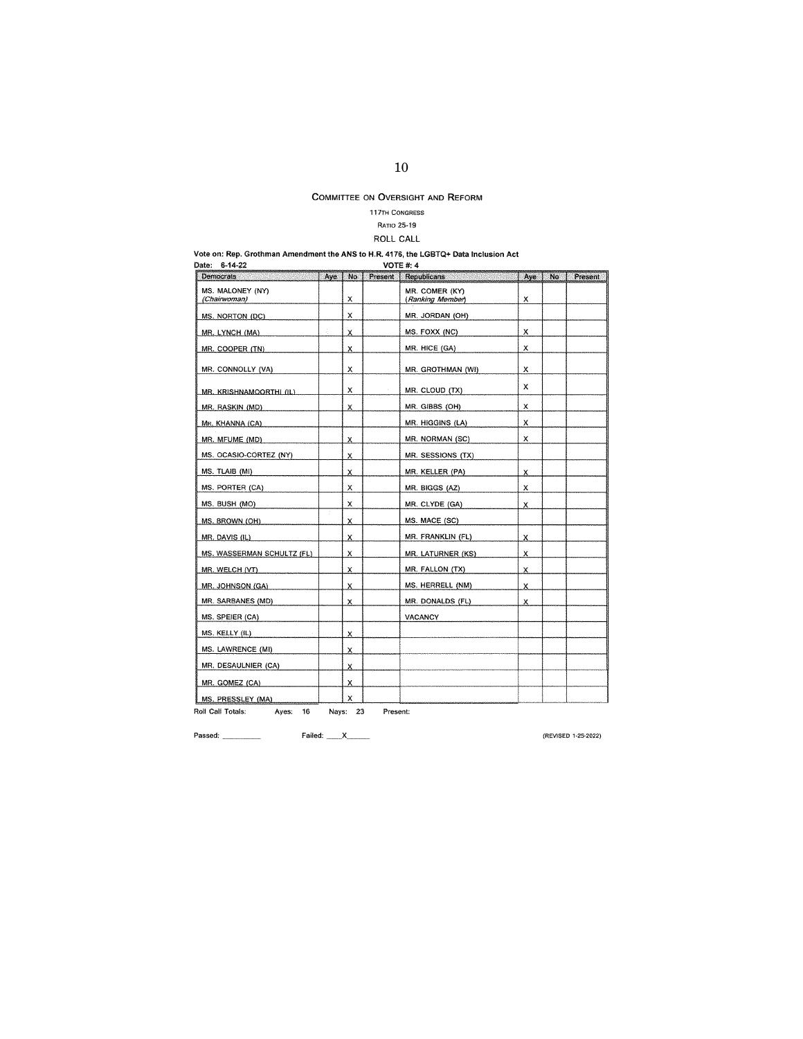## Committee on Oversight and Reform

117th Congress

Ratio 25-19

ROLL CALL

**Vote on: Rep. Grothman Amendment the ANS to H.R. 4176, the LGBTQ+ Data Inclusion Act**

**Date: 6-14-22** **VOTE #: 4**

| Democrats | Aye | No | Present | Republicans | Aye | No | Present |
|---|---|---|---|---|---|---|---|
| MS. MALONEY (NY) *(Chairwoman)* | | X | | MR. COMER (KY) *(Ranking Member)* | X | | |
| MS. NORTON (DC) | | X | | MR. JORDAN (OH) | | | |
| MR. LYNCH (MA) | | X | | MS. FOXX (NC) | X | | |
| MR. COOPER (TN) | | X | | MR. HICE (GA) | X | | |
| MR. CONNOLLY (VA) | | X | | MR. GROTHMAN (WI) | X | | |
| MR. KRISHNAMOORTHI (IL) | | X | | MR. CLOUD (TX) | X | | |
| MR. RASKIN (MD) | | X | | MR. GIBBS (OH) | X | | |
| MR. KHANNA (CA) | | | | MR. HIGGINS (LA) | X | | |
| MR. MFUME (MD) | | X | | MR. NORMAN (SC) | X | | |
| MS. OCASIO-CORTEZ (NY) | | X | | MR. SESSIONS (TX) | | | |
| MS. TLAIB (MI) | | X | | MR. KELLER (PA) | X | | |
| MS. PORTER (CA) | | X | | MR. BIGGS (AZ) | X | | |
| MS. BUSH (MO) | | X | | MR. CLYDE (GA) | X | | |
| MS. BROWN (OH) | | X | | MS. MACE (SC) | | | |
| MR. DAVIS (IL) | | X | | MR. FRANKLIN (FL) | X | | |
| MS. WASSERMAN SCHULTZ (FL) | | X | | MR. LATURNER (KS) | X | | |
| MR. WELCH (VT) | | X | | MR. FALLON (TX) | X | | |
| MR. JOHNSON (GA) | | X | | MS. HERRELL (NM) | X | | |
| MR. SARBANES (MD) | | X | | MR. DONALDS (FL) | X | | |
| MS. SPEIER (CA) | | | | VACANCY | | | |
| MS. KELLY (IL) | | X | | | | | |
| MS. LAWRENCE (MI) | | X | | | | | |
| MR. DESAULNIER (CA) | | X | | | | | |
| MR. GOMEZ (CA) | | X | | | | | |
| MS. PRESSLEY (MA) | | X | | | | | |

Roll Call Totals: Ayes: 16 Nays: 23 Present:

Passed: \_\_\_\_\_\_\_\_\_\_ Failed: \_\_\_\_X\_\_\_\_\_\_

(REVISED 1-25-2022)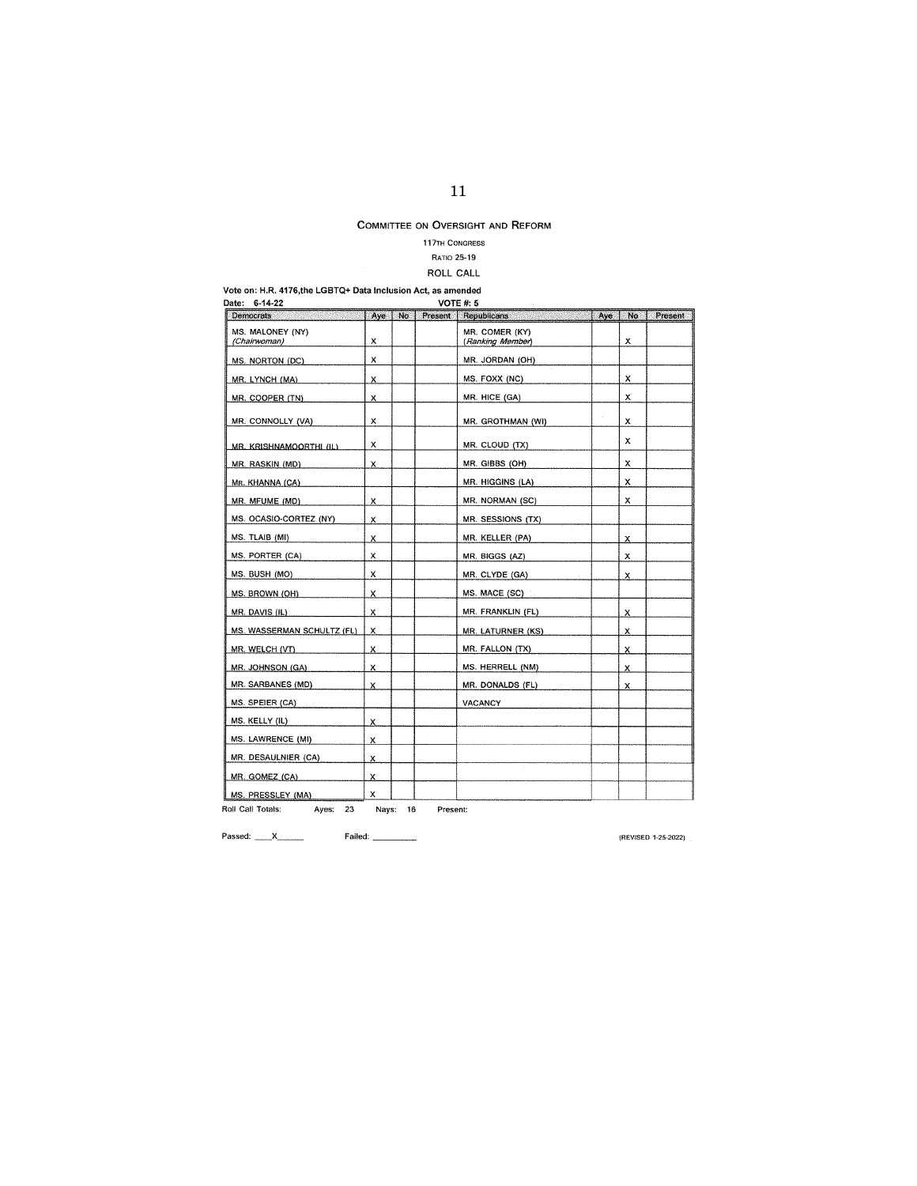# COMMITTEE ON OVERSIGHT AND REFORM

117TH CONGRESS

RATIO 25-19

ROLL CALL

**Vote on: H.R. 4176, the LGBTQ+ Data Inclusion Act, as amended**

**Date: 6-14-22** **VOTE #: 5**

| Democrats | Aye | No | Present | Republicans | Aye | No | Present |
|---|---|---|---|---|---|---|---|
| MS. MALONEY (NY) *(Chairwoman)* | X | | | MR. COMER (KY) *(Ranking Member)* | | X | |
| MS. NORTON (DC) | X | | | MR. JORDAN (OH) | | | |
| MR. LYNCH (MA) | X | | | MS. FOXX (NC) | | X | |
| MR. COOPER (TN) | X | | | MR. HICE (GA) | | X | |
| MR. CONNOLLY (VA) | X | | | MR. GROTHMAN (WI) | | X | |
| MR. KRISHNAMOORTHI (IL) | X | | | MR. CLOUD (TX) | | X | |
| MR. RASKIN (MD) | X | | | MR. GIBBS (OH) | | X | |
| MR. KHANNA (CA) | | | | MR. HIGGINS (LA) | | X | |
| MR. MFUME (MD) | X | | | MR. NORMAN (SC) | | X | |
| MS. OCASIO-CORTEZ (NY) | X | | | MR. SESSIONS (TX) | | | |
| MS. TLAIB (MI) | X | | | MR. KELLER (PA) | | X | |
| MS. PORTER (CA) | X | | | MR. BIGGS (AZ) | | X | |
| MS. BUSH (MO) | X | | | MR. CLYDE (GA) | | X | |
| MS. BROWN (OH) | X | | | MS. MACE (SC) | | | |
| MR. DAVIS (IL) | X | | | MR. FRANKLIN (FL) | | X | |
| MS. WASSERMAN SCHULTZ (FL) | X | | | MR. LATURNER (KS) | | X | |
| MR. WELCH (VT) | X | | | MR. FALLON (TX) | | X | |
| MR. JOHNSON (GA) | X | | | MS. HERRELL (NM) | | X | |
| MR. SARBANES (MD) | X | | | MR. DONALDS (FL) | | X | |
| MS. SPEIER (CA) | | | | VACANCY | | | |
| MS. KELLY (IL) | X | | | | | | |
| MS. LAWRENCE (MI) | X | | | | | | |
| MR. DESAULNIER (CA) | X | | | | | | |
| MR. GOMEZ (CA) | X | | | | | | |
| MS. PRESSLEY (MA) | X | | | | | | |

Roll Call Totals: Ayes: 23 Nays: 16 Present:

Passed: X Failed: ________

(REVISED 1-25-2022)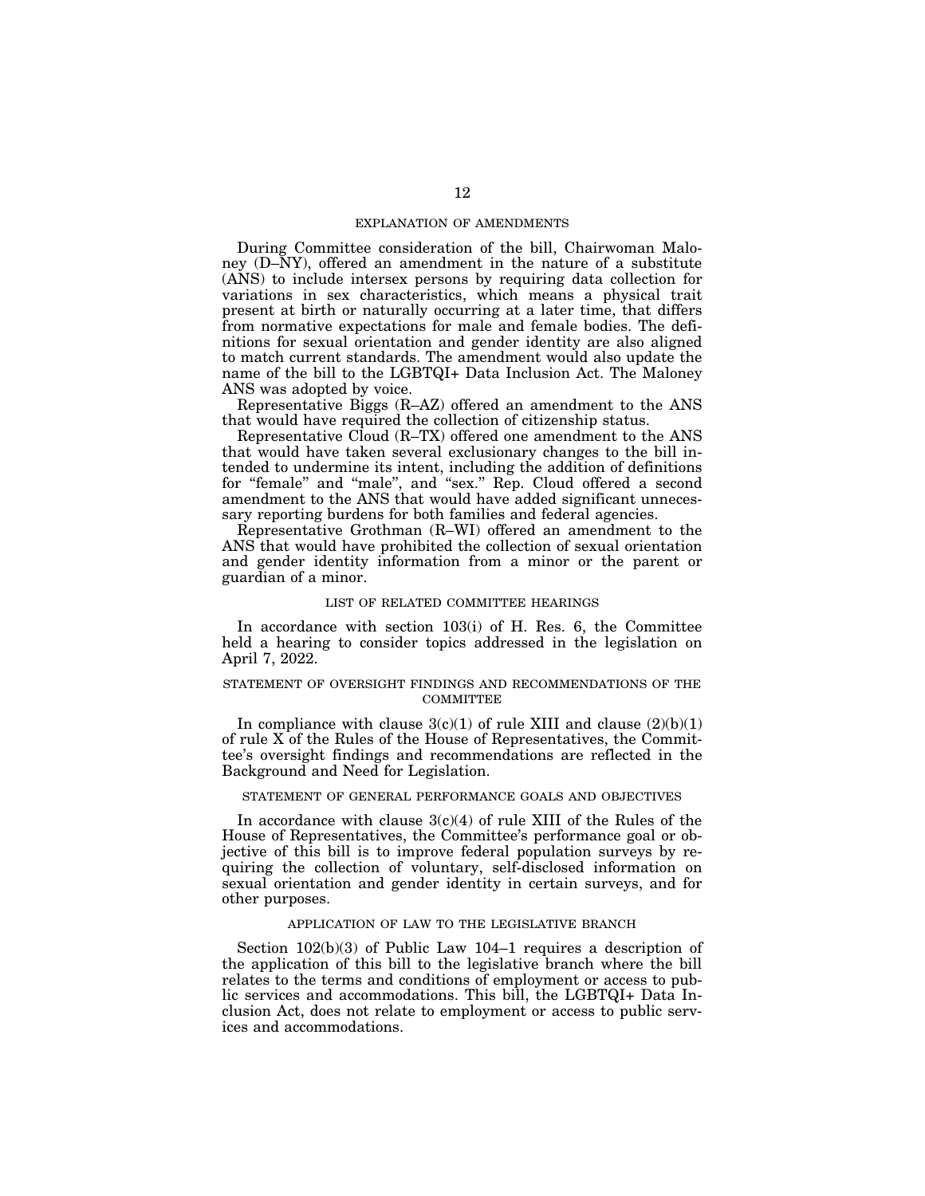## EXPLANATION OF AMENDMENTS

During Committee consideration of the bill, Chairwoman Maloney (D–NY), offered an amendment in the nature of a substitute (ANS) to include intersex persons by requiring data collection for variations in sex characteristics, which means a physical trait present at birth or naturally occurring at a later time, that differs from normative expectations for male and female bodies. The definitions for sexual orientation and gender identity are also aligned to match current standards. The amendment would also update the name of the bill to the LGBTQI+ Data Inclusion Act. The Maloney ANS was adopted by voice.

Representative Biggs (R–AZ) offered an amendment to the ANS that would have required the collection of citizenship status.

Representative Cloud (R–TX) offered one amendment to the ANS that would have taken several exclusionary changes to the bill intended to undermine its intent, including the addition of definitions for "female" and "male", and "sex." Rep. Cloud offered a second amendment to the ANS that would have added significant unnecessary reporting burdens for both families and federal agencies.

Representative Grothman (R–WI) offered an amendment to the ANS that would have prohibited the collection of sexual orientation and gender identity information from a minor or the parent or guardian of a minor.

## LIST OF RELATED COMMITTEE HEARINGS

In accordance with section 103(i) of H. Res. 6, the Committee held a hearing to consider topics addressed in the legislation on April 7, 2022.

## STATEMENT OF OVERSIGHT FINDINGS AND RECOMMENDATIONS OF THE COMMITTEE

In compliance with clause 3(c)(1) of rule XIII and clause (2)(b)(1) of rule X of the Rules of the House of Representatives, the Committee's oversight findings and recommendations are reflected in the Background and Need for Legislation.

## STATEMENT OF GENERAL PERFORMANCE GOALS AND OBJECTIVES

In accordance with clause 3(c)(4) of rule XIII of the Rules of the House of Representatives, the Committee's performance goal or objective of this bill is to improve federal population surveys by requiring the collection of voluntary, self-disclosed information on sexual orientation and gender identity in certain surveys, and for other purposes.

## APPLICATION OF LAW TO THE LEGISLATIVE BRANCH

Section 102(b)(3) of Public Law 104–1 requires a description of the application of this bill to the legislative branch where the bill relates to the terms and conditions of employment or access to public services and accommodations. This bill, the LGBTQI+ Data Inclusion Act, does not relate to employment or access to public services and accommodations.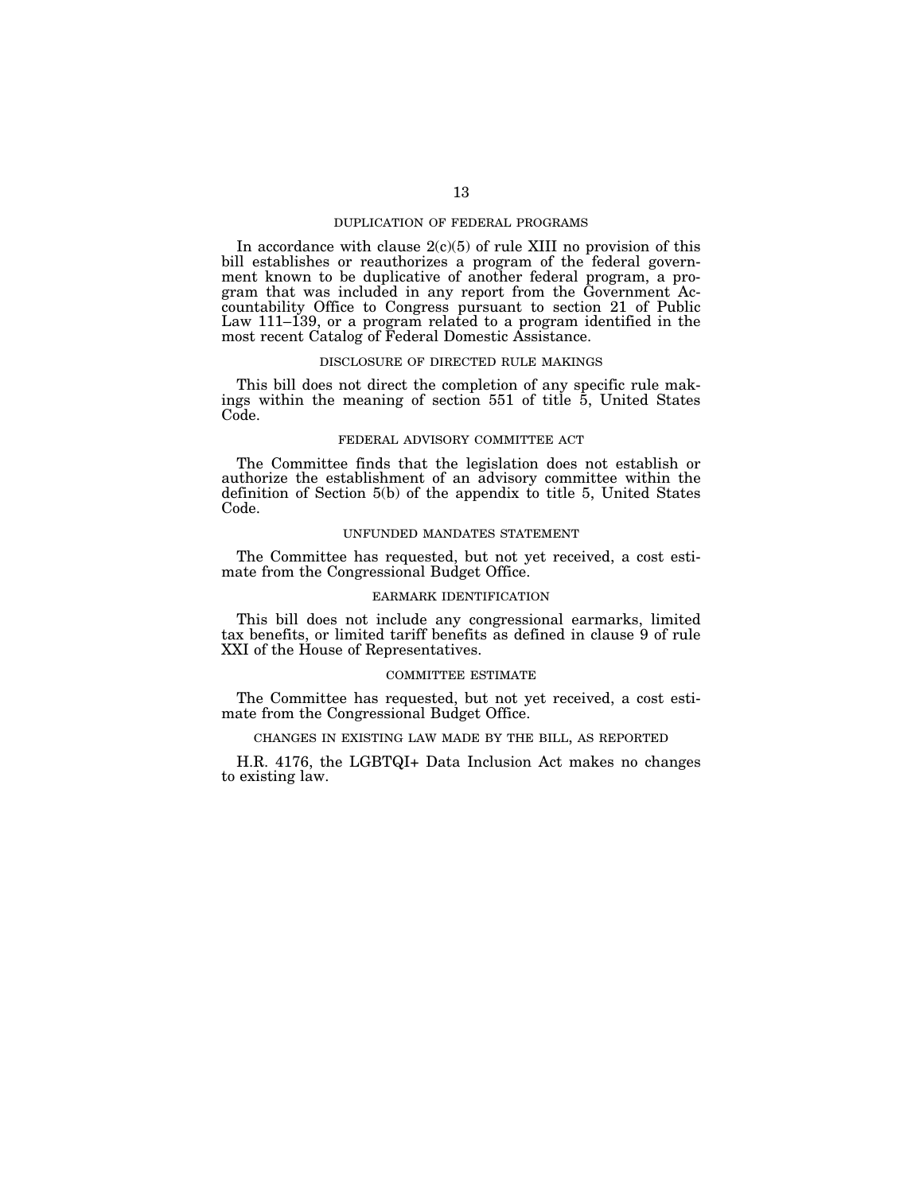### DUPLICATION OF FEDERAL PROGRAMS

In accordance with clause 2(c)(5) of rule XIII no provision of this bill establishes or reauthorizes a program of the federal government known to be duplicative of another federal program, a program that was included in any report from the Government Accountability Office to Congress pursuant to section 21 of Public Law 111–139, or a program related to a program identified in the most recent Catalog of Federal Domestic Assistance.

### DISCLOSURE OF DIRECTED RULE MAKINGS

This bill does not direct the completion of any specific rule makings within the meaning of section 551 of title 5, United States Code.

### FEDERAL ADVISORY COMMITTEE ACT

The Committee finds that the legislation does not establish or authorize the establishment of an advisory committee within the definition of Section 5(b) of the appendix to title 5, United States Code.

### UNFUNDED MANDATES STATEMENT

The Committee has requested, but not yet received, a cost estimate from the Congressional Budget Office.

### EARMARK IDENTIFICATION

This bill does not include any congressional earmarks, limited tax benefits, or limited tariff benefits as defined in clause 9 of rule XXI of the House of Representatives.

### COMMITTEE ESTIMATE

The Committee has requested, but not yet received, a cost estimate from the Congressional Budget Office.

### CHANGES IN EXISTING LAW MADE BY THE BILL, AS REPORTED

H.R. 4176, the LGBTQI+ Data Inclusion Act makes no changes to existing law.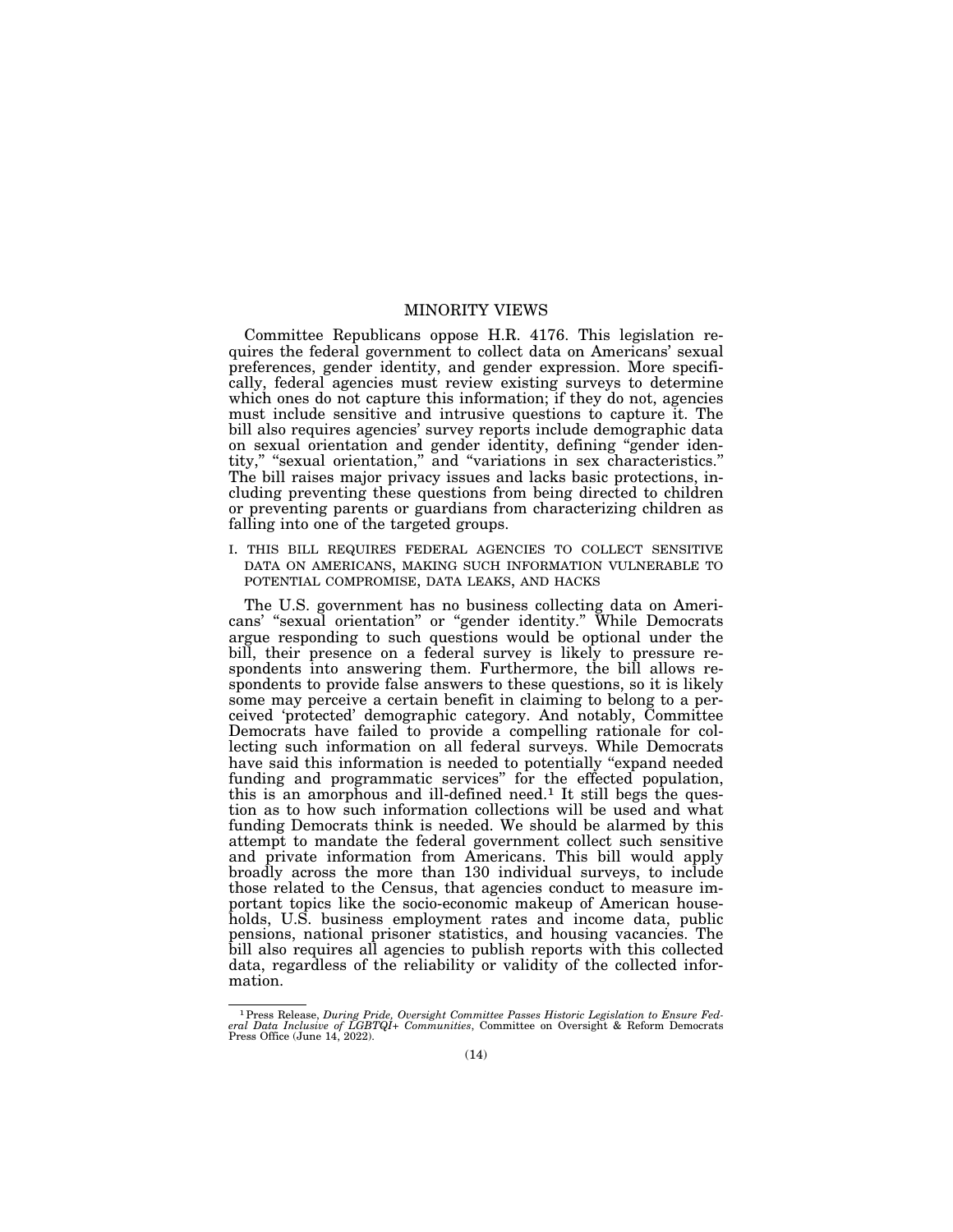## MINORITY VIEWS

Committee Republicans oppose H.R. 4176. This legislation requires the federal government to collect data on Americans' sexual preferences, gender identity, and gender expression. More specifically, federal agencies must review existing surveys to determine which ones do not capture this information; if they do not, agencies must include sensitive and intrusive questions to capture it. The bill also requires agencies' survey reports include demographic data on sexual orientation and gender identity, defining "gender identity," "sexual orientation," and "variations in sex characteristics." The bill raises major privacy issues and lacks basic protections, including preventing these questions from being directed to children or preventing parents or guardians from characterizing children as falling into one of the targeted groups.

### I. THIS BILL REQUIRES FEDERAL AGENCIES TO COLLECT SENSITIVE DATA ON AMERICANS, MAKING SUCH INFORMATION VULNERABLE TO POTENTIAL COMPROMISE, DATA LEAKS, AND HACKS

The U.S. government has no business collecting data on Americans' "sexual orientation" or "gender identity." While Democrats argue responding to such questions would be optional under the bill, their presence on a federal survey is likely to pressure respondents into answering them. Furthermore, the bill allows respondents to provide false answers to these questions, so it is likely some may perceive a certain benefit in claiming to belong to a perceived 'protected' demographic category. And notably, Committee Democrats have failed to provide a compelling rationale for collecting such information on all federal surveys. While Democrats have said this information is needed to potentially "expand needed funding and programmatic services" for the effected population, this is an amorphous and ill-defined need.[1] It still begs the question as to how such information collections will be used and what funding Democrats think is needed. We should be alarmed by this attempt to mandate the federal government collect such sensitive and private information from Americans. This bill would apply broadly across the more than 130 individual surveys, to include those related to the Census, that agencies conduct to measure important topics like the socio-economic makeup of American households, U.S. business employment rates and income data, public pensions, national prisoner statistics, and housing vacancies. The bill also requires all agencies to publish reports with this collected data, regardless of the reliability or validity of the collected information.

---

[1] Press Release, *During Pride, Oversight Committee Passes Historic Legislation to Ensure Federal Data Inclusive of LGBTQI+ Communities*, Committee on Oversight & Reform Democrats Press Office (June 14, 2022).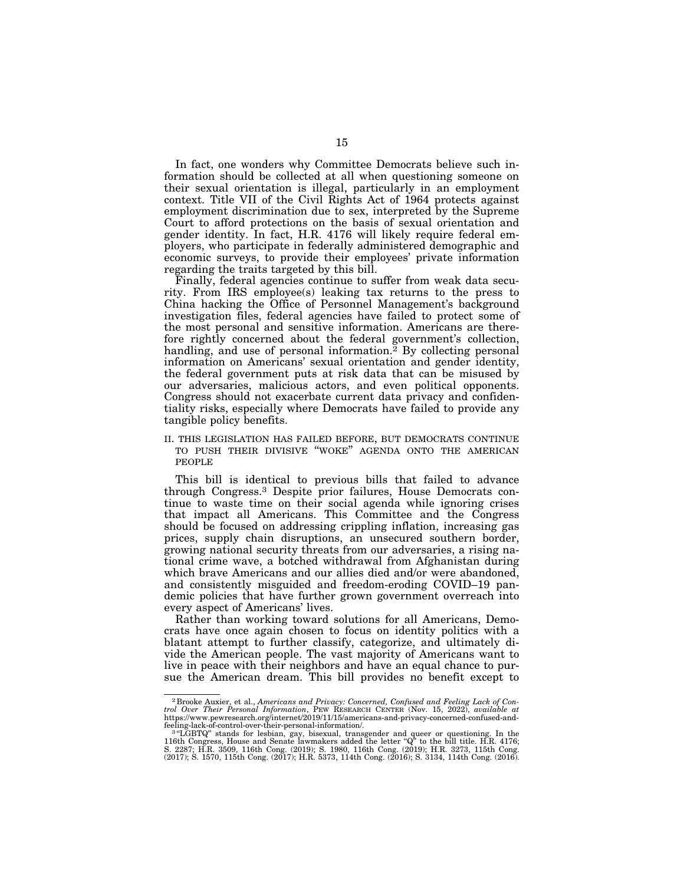In fact, one wonders why Committee Democrats believe such information should be collected at all when questioning someone on their sexual orientation is illegal, particularly in an employment context. Title VII of the Civil Rights Act of 1964 protects against employment discrimination due to sex, interpreted by the Supreme Court to afford protections on the basis of sexual orientation and gender identity. In fact, H.R. 4176 will likely require federal employers, who participate in federally administered demographic and economic surveys, to provide their employees' private information regarding the traits targeted by this bill.

Finally, federal agencies continue to suffer from weak data security. From IRS employee(s) leaking tax returns to the press to China hacking the Office of Personnel Management's background investigation files, federal agencies have failed to protect some of the most personal and sensitive information. Americans are therefore rightly concerned about the federal government's collection, handling, and use of personal information.[2] By collecting personal information on Americans' sexual orientation and gender identity, the federal government puts at risk data that can be misused by our adversaries, malicious actors, and even political opponents. Congress should not exacerbate current data privacy and confidentiality risks, especially where Democrats have failed to provide any tangible policy benefits.

## II. THIS LEGISLATION HAS FAILED BEFORE, BUT DEMOCRATS CONTINUE TO PUSH THEIR DIVISIVE "WOKE" AGENDA ONTO THE AMERICAN PEOPLE

This bill is identical to previous bills that failed to advance through Congress.[3] Despite prior failures, House Democrats continue to waste time on their social agenda while ignoring crises that impact all Americans. This Committee and the Congress should be focused on addressing crippling inflation, increasing gas prices, supply chain disruptions, an unsecured southern border, growing national security threats from our adversaries, a rising national crime wave, a botched withdrawal from Afghanistan during which brave Americans and our allies died and/or were abandoned, and consistently misguided and freedom-eroding COVID–19 pandemic policies that have further grown government overreach into every aspect of Americans' lives.

Rather than working toward solutions for all Americans, Democrats have once again chosen to focus on identity politics with a blatant attempt to further classify, categorize, and ultimately divide the American people. The vast majority of Americans want to live in peace with their neighbors and have an equal chance to pursue the American dream. This bill provides no benefit except to

---

[2] Brooke Auxier, et al., *Americans and Privacy: Concerned, Confused and Feeling Lack of Control Over Their Personal Information*, PEW RESEARCH CENTER (Nov. 15, 2022), *available at* https://www.pewresearch.org/internet/2019/11/15/americans-and-privacy-concerned-confused-and-feeling-lack-of-control-over-their-personal-information/.

[3] "LGBTQ" stands for lesbian, gay, bisexual, transgender and queer or questioning. In the 116th Congress, House and Senate lawmakers added the letter "Q" to the bill title. H.R. 4176; S. 2287; H.R. 3509, 116th Cong. (2019); S. 1980, 116th Cong. (2019); H.R. 3273, 115th Cong. (2017); S. 1570, 115th Cong. (2017); H.R. 5373, 114th Cong. (2016); S. 3134, 114th Cong. (2016).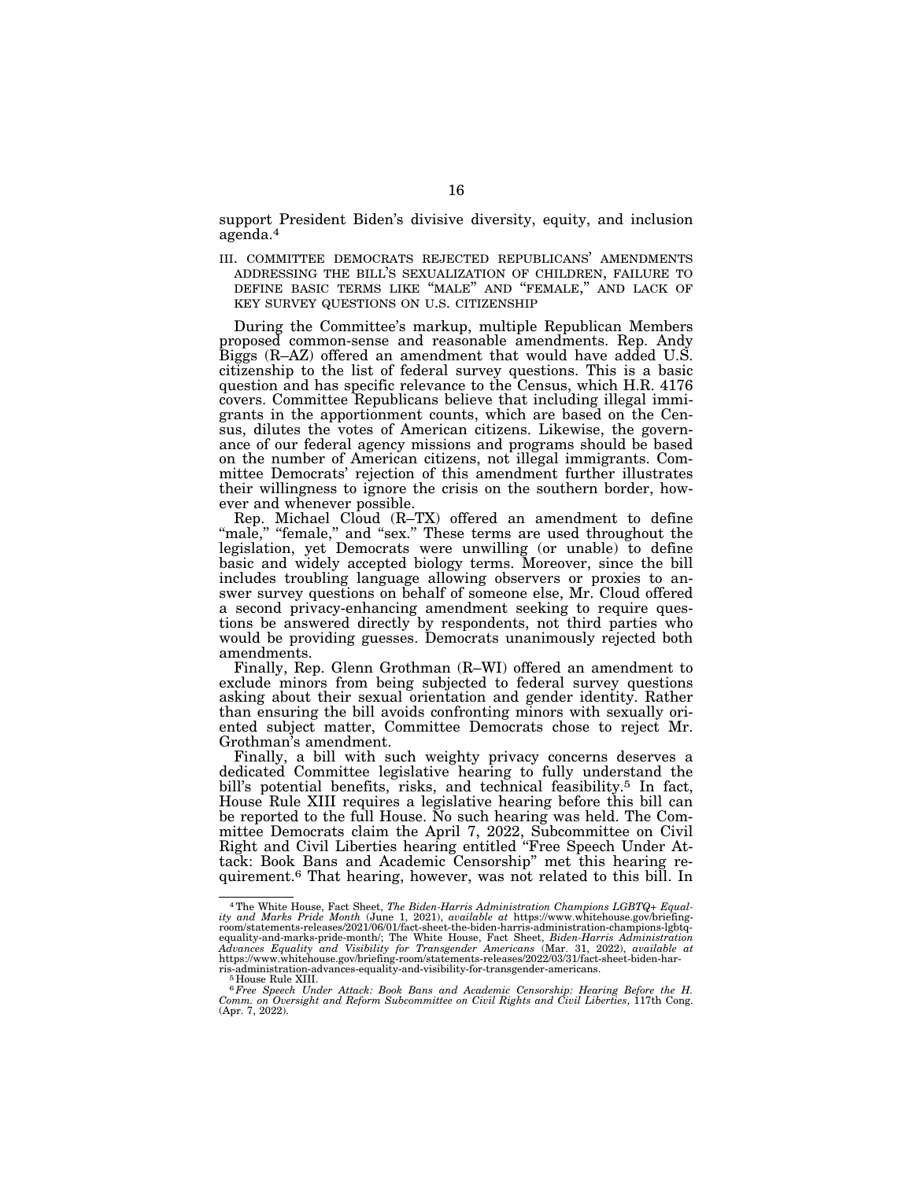support President Biden's divisive diversity, equity, and inclusion agenda.[4]

### III. COMMITTEE DEMOCRATS REJECTED REPUBLICANS' AMENDMENTS ADDRESSING THE BILL'S SEXUALIZATION OF CHILDREN, FAILURE TO DEFINE BASIC TERMS LIKE "MALE" AND "FEMALE," AND LACK OF KEY SURVEY QUESTIONS ON U.S. CITIZENSHIP

During the Committee's markup, multiple Republican Members proposed common-sense and reasonable amendments. Rep. Andy Biggs (R–AZ) offered an amendment that would have added U.S. citizenship to the list of federal survey questions. This is a basic question and has specific relevance to the Census, which H.R. 4176 covers. Committee Republicans believe that including illegal immigrants in the apportionment counts, which are based on the Census, dilutes the votes of American citizens. Likewise, the governance of our federal agency missions and programs should be based on the number of American citizens, not illegal immigrants. Committee Democrats' rejection of this amendment further illustrates their willingness to ignore the crisis on the southern border, however and whenever possible.

Rep. Michael Cloud (R–TX) offered an amendment to define "male," "female," and "sex." These terms are used throughout the legislation, yet Democrats were unwilling (or unable) to define basic and widely accepted biology terms. Moreover, since the bill includes troubling language allowing observers or proxies to answer survey questions on behalf of someone else, Mr. Cloud offered a second privacy-enhancing amendment seeking to require questions be answered directly by respondents, not third parties who would be providing guesses. Democrats unanimously rejected both amendments.

Finally, Rep. Glenn Grothman (R–WI) offered an amendment to exclude minors from being subjected to federal survey questions asking about their sexual orientation and gender identity. Rather than ensuring the bill avoids confronting minors with sexually oriented subject matter, Committee Democrats chose to reject Mr. Grothman's amendment.

Finally, a bill with such weighty privacy concerns deserves a dedicated Committee legislative hearing to fully understand the bill's potential benefits, risks, and technical feasibility.[5] In fact, House Rule XIII requires a legislative hearing before this bill can be reported to the full House. No such hearing was held. The Committee Democrats claim the April 7, 2022, Subcommittee on Civil Right and Civil Liberties hearing entitled "Free Speech Under Attack: Book Bans and Academic Censorship" met this hearing requirement.[6] That hearing, however, was not related to this bill. In

---

[4] The White House, Fact Sheet, *The Biden-Harris Administration Champions LGBTQ+ Equality and Marks Pride Month* (June 1, 2021), *available at* https://www.whitehouse.gov/briefing-room/statements-releases/2021/06/01/fact-sheet-the-biden-harris-administration-champions-lgbtq-equality-and-marks-pride-month/; The White House, Fact Sheet, *Biden-Harris Administration Advances Equality and Visibility for Transgender Americans* (Mar. 31, 2022), *available at* https://www.whitehouse.gov/briefing-room/statements-releases/2022/03/31/fact-sheet-biden-harris-administration-advances-equality-and-visibility-for-transgender-americans.

[5] House Rule XIII.

[6] *Free Speech Under Attack: Book Bans and Academic Censorship: Hearing Before the H. Comm. on Oversight and Reform Subcommittee on Civil Rights and Civil Liberties*, 117th Cong. (Apr. 7, 2022).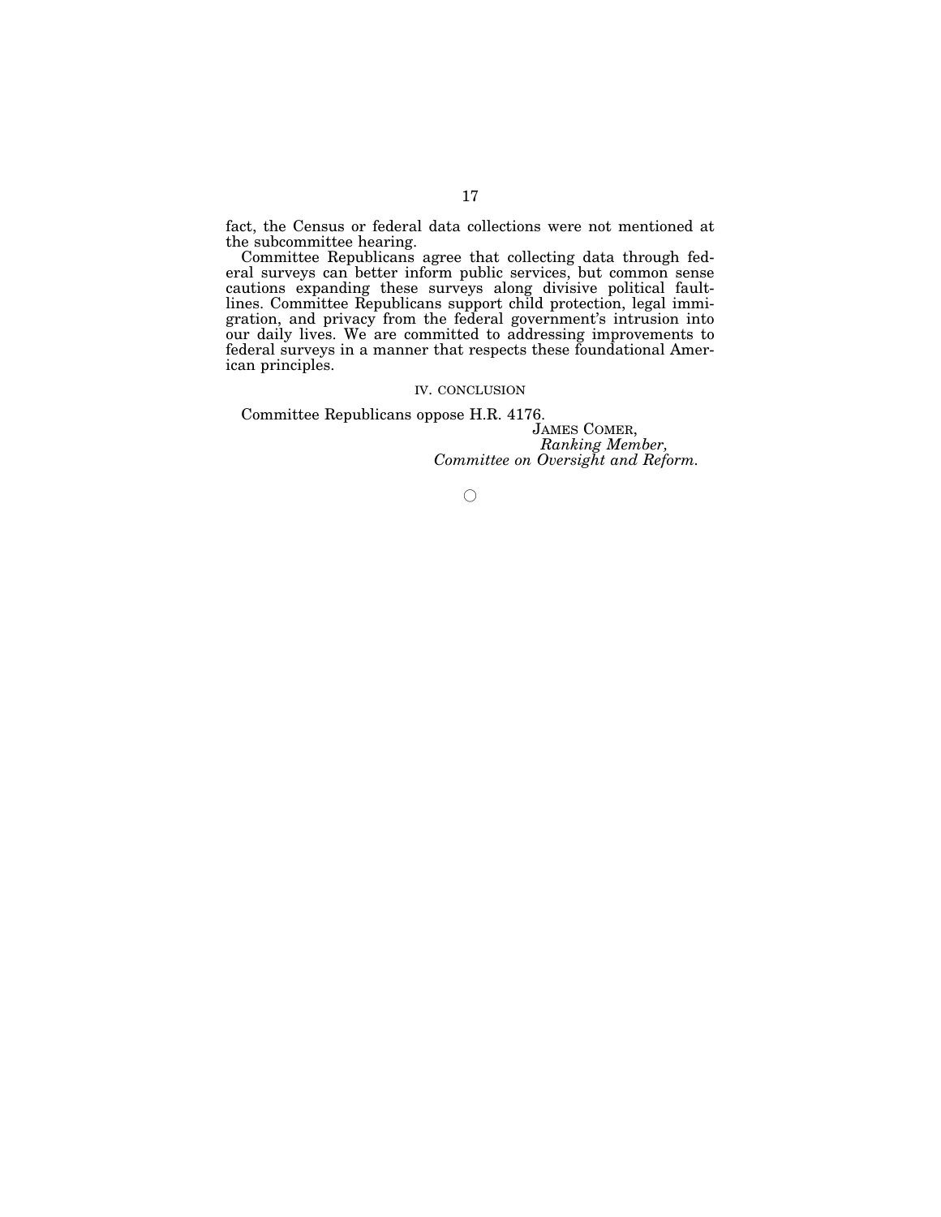fact, the Census or federal data collections were not mentioned at the subcommittee hearing.

Committee Republicans agree that collecting data through federal surveys can better inform public services, but common sense cautions expanding these surveys along divisive political faultlines. Committee Republicans support child protection, legal immigration, and privacy from the federal government's intrusion into our daily lives. We are committed to addressing improvements to federal surveys in a manner that respects these foundational American principles.

## IV. CONCLUSION

Committee Republicans oppose H.R. 4176.

JAMES COMER,
*Ranking Member,*
*Committee on Oversight and Reform.*